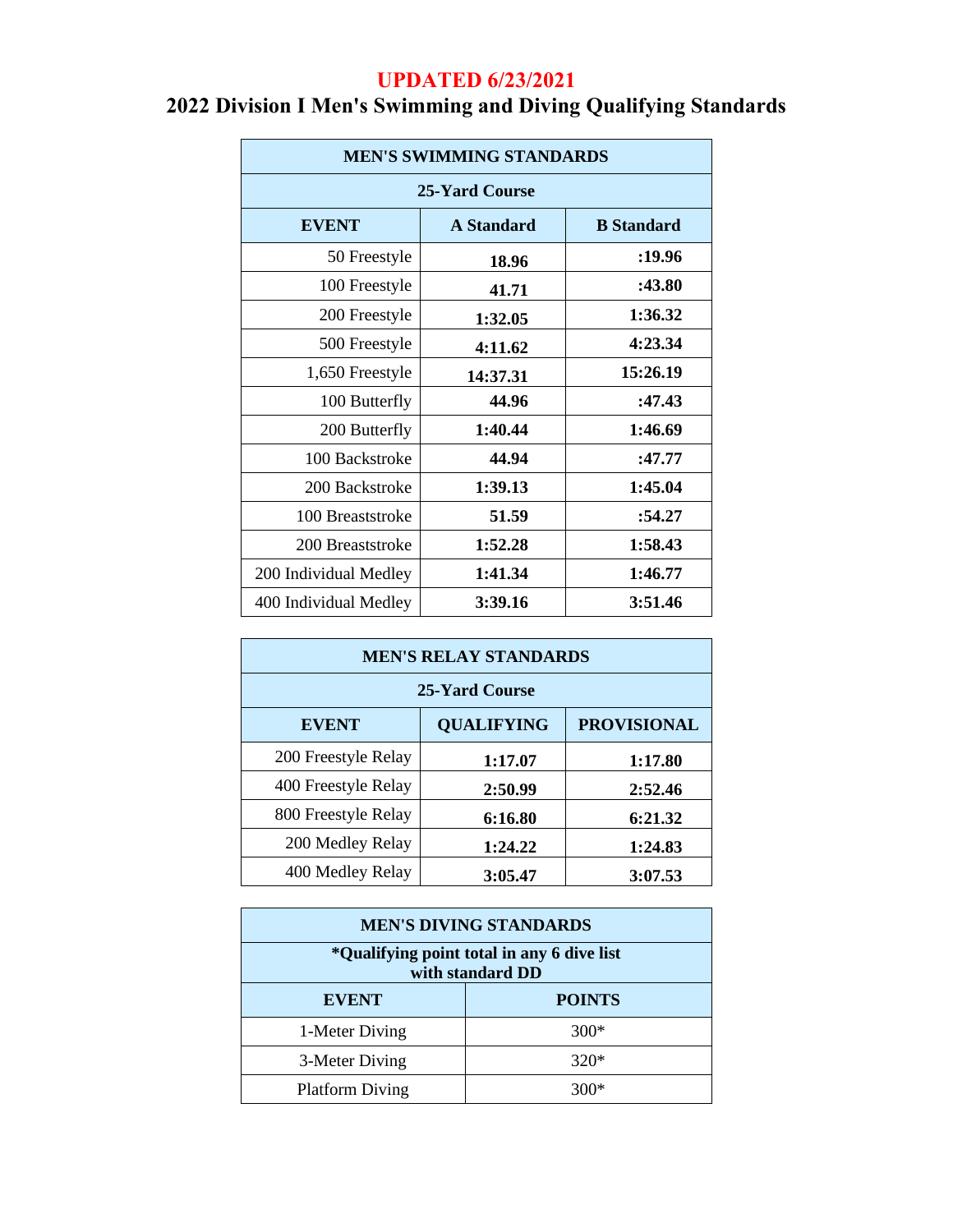**UPDATED 6/23/2021**

# 2022 Division I Men's Swimming and Diving Qualifying Standards

| MEN'S SWIMMING STANDARDS | | |
|---|---|---|
| 25-Yard Course | | |
| **EVENT** | **A Standard** | **B Standard** |
| 50 Freestyle | **18.96** | **:19.96** |
| 100 Freestyle | **41.71** | **:43.80** |
| 200 Freestyle | **1:32.05** | **1:36.32** |
| 500 Freestyle | **4:11.62** | **4:23.34** |
| 1,650 Freestyle | **14:37.31** | **15:26.19** |
| 100 Butterfly | **44.96** | **:47.43** |
| 200 Butterfly | **1:40.44** | **1:46.69** |
| 100 Backstroke | **44.94** | **:47.77** |
| 200 Backstroke | **1:39.13** | **1:45.04** |
| 100 Breaststroke | **51.59** | **:54.27** |
| 200 Breaststroke | **1:52.28** | **1:58.43** |
| 200 Individual Medley | **1:41.34** | **1:46.77** |
| 400 Individual Medley | **3:39.16** | **3:51.46** |

| MEN'S RELAY STANDARDS | | |
|---|---|---|
| 25-Yard Course | | |
| **EVENT** | **QUALIFYING** | **PROVISIONAL** |
| 200 Freestyle Relay | **1:17.07** | **1:17.80** |
| 400 Freestyle Relay | **2:50.99** | **2:52.46** |
| 800 Freestyle Relay | **6:16.80** | **6:21.32** |
| 200 Medley Relay | **1:24.22** | **1:24.83** |
| 400 Medley Relay | **3:05.47** | **3:07.53** |

| MEN'S DIVING STANDARDS | |
|---|---|
| *Qualifying point total in any 6 dive list with standard DD | |
| **EVENT** | **POINTS** |
| 1-Meter Diving | 300* |
| 3-Meter Diving | 320* |
| Platform Diving | 300* |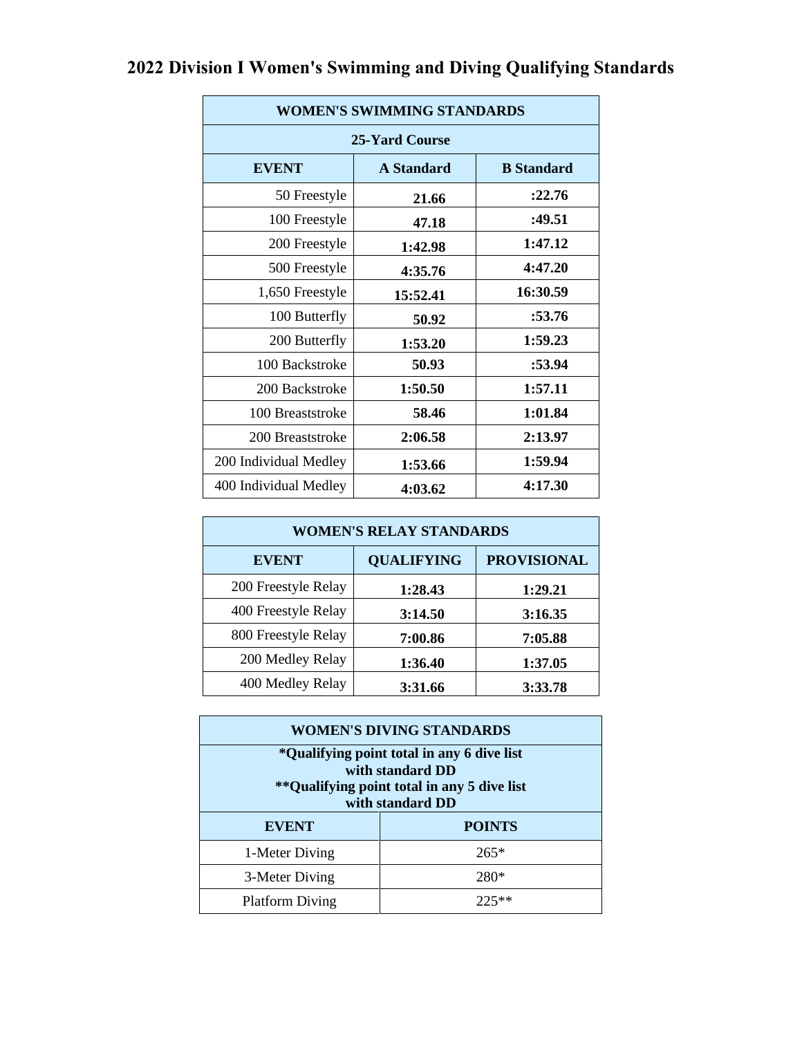# 2022 Division I Women's Swimming and Diving Qualifying Standards

| WOMEN'S SWIMMING STANDARDS | | |
|---|---|---|
| 25-Yard Course | | |
| **EVENT** | **A Standard** | **B Standard** |
| 50 Freestyle | **21.66** | **:22.76** |
| 100 Freestyle | **47.18** | **:49.51** |
| 200 Freestyle | **1:42.98** | **1:47.12** |
| 500 Freestyle | **4:35.76** | **4:47.20** |
| 1,650 Freestyle | **15:52.41** | **16:30.59** |
| 100 Butterfly | **50.92** | **:53.76** |
| 200 Butterfly | **1:53.20** | **1:59.23** |
| 100 Backstroke | **50.93** | **:53.94** |
| 200 Backstroke | **1:50.50** | **1:57.11** |
| 100 Breaststroke | **58.46** | **1:01.84** |
| 200 Breaststroke | **2:06.58** | **2:13.97** |
| 200 Individual Medley | **1:53.66** | **1:59.94** |
| 400 Individual Medley | **4:03.62** | **4:17.30** |

| WOMEN'S RELAY STANDARDS | | |
|---|---|---|
| **EVENT** | **QUALIFYING** | **PROVISIONAL** |
| 200 Freestyle Relay | **1:28.43** | **1:29.21** |
| 400 Freestyle Relay | **3:14.50** | **3:16.35** |
| 800 Freestyle Relay | **7:00.86** | **7:05.88** |
| 200 Medley Relay | **1:36.40** | **1:37.05** |
| 400 Medley Relay | **3:31.66** | **3:33.78** |

| WOMEN'S DIVING STANDARDS | |
|---|---|
| **\*Qualifying point total in any 6 dive list with standard DD**<br>**\*\*Qualifying point total in any 5 dive list with standard DD** | |
| **EVENT** | **POINTS** |
| 1-Meter Diving | 265* |
| 3-Meter Diving | 280* |
| Platform Diving | 225** |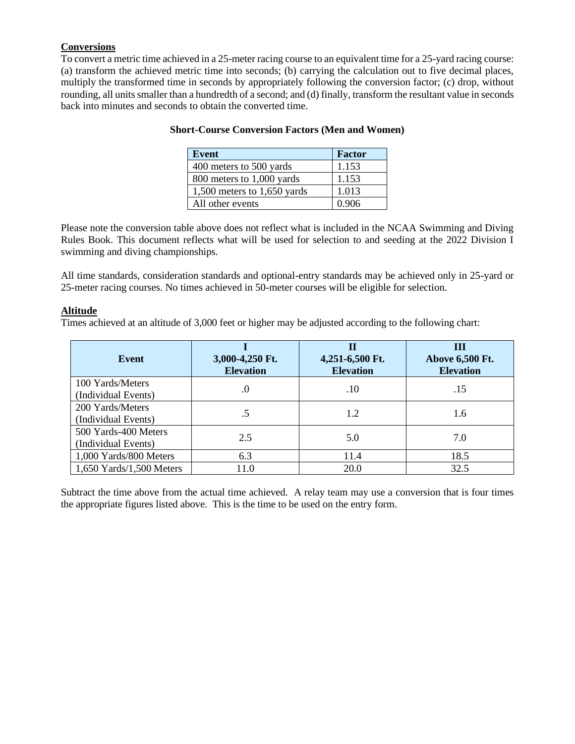**Conversions**

To convert a metric time achieved in a 25-meter racing course to an equivalent time for a 25-yard racing course: (a) transform the achieved metric time into seconds; (b) carrying the calculation out to five decimal places, multiply the transformed time in seconds by appropriately following the conversion factor; (c) drop, without rounding, all units smaller than a hundredth of a second; and (d) finally, transform the resultant value in seconds back into minutes and seconds to obtain the converted time.

**Short-Course Conversion Factors (Men and Women)**

| Event | Factor |
|---|---|
| 400 meters to 500 yards | 1.153 |
| 800 meters to 1,000 yards | 1.153 |
| 1,500 meters to 1,650 yards | 1.013 |
| All other events | 0.906 |

Please note the conversion table above does not reflect what is included in the NCAA Swimming and Diving Rules Book. This document reflects what will be used for selection to and seeding at the 2022 Division I swimming and diving championships.

All time standards, consideration standards and optional-entry standards may be achieved only in 25-yard or 25-meter racing courses. No times achieved in 50-meter courses will be eligible for selection.

**Altitude**

Times achieved at an altitude of 3,000 feet or higher may be adjusted according to the following chart:

| Event | I 3,000-4,250 Ft. Elevation | II 4,251-6,500 Ft. Elevation | III Above 6,500 Ft. Elevation |
|---|---|---|---|
| 100 Yards/Meters (Individual Events) | .0 | .10 | .15 |
| 200 Yards/Meters (Individual Events) | .5 | 1.2 | 1.6 |
| 500 Yards-400 Meters (Individual Events) | 2.5 | 5.0 | 7.0 |
| 1,000 Yards/800 Meters | 6.3 | 11.4 | 18.5 |
| 1,650 Yards/1,500 Meters | 11.0 | 20.0 | 32.5 |

Subtract the time above from the actual time achieved. A relay team may use a conversion that is four times the appropriate figures listed above. This is the time to be used on the entry form.